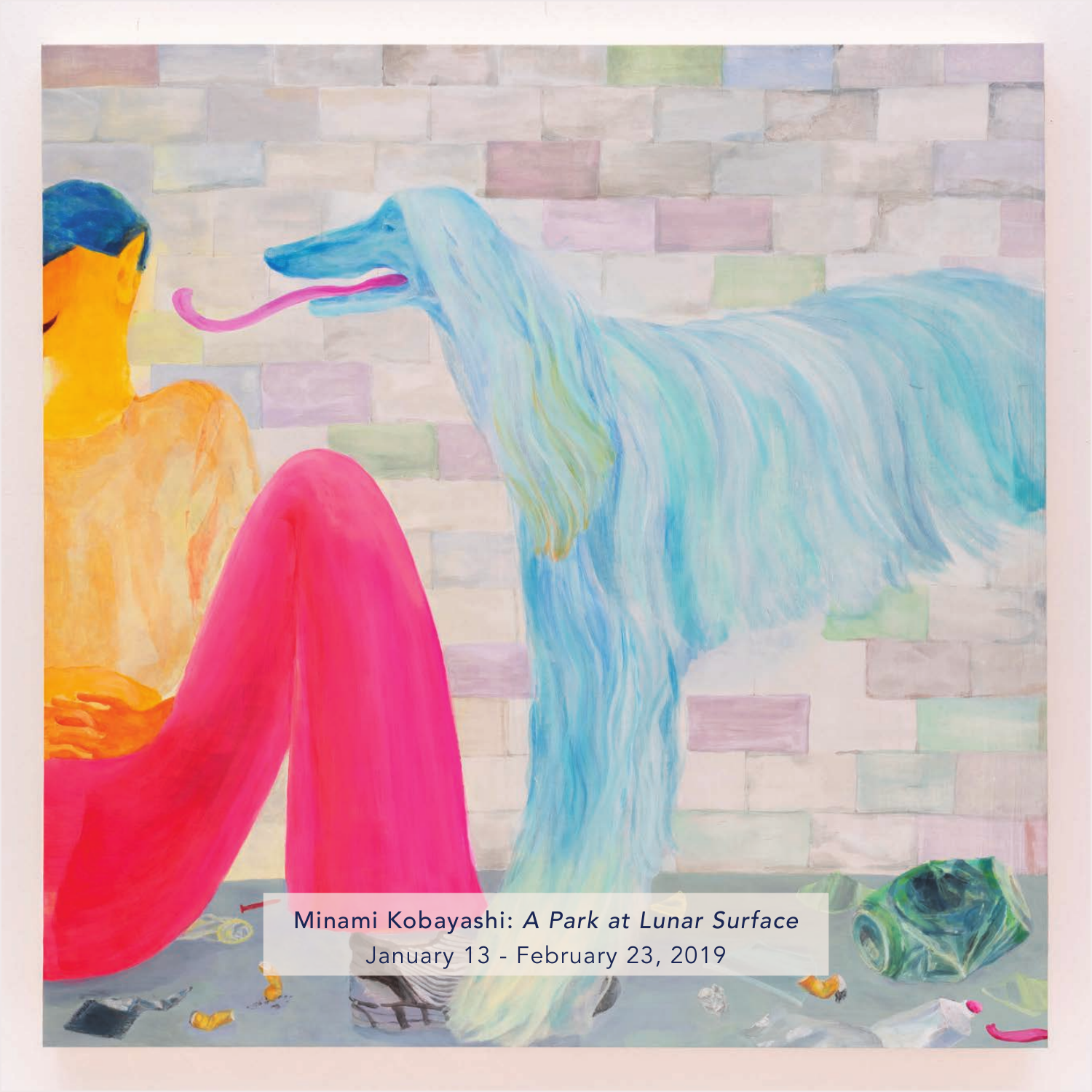Minami Kobayashi: *A Park at Lunar Surface*

January 13 - February 23, 2019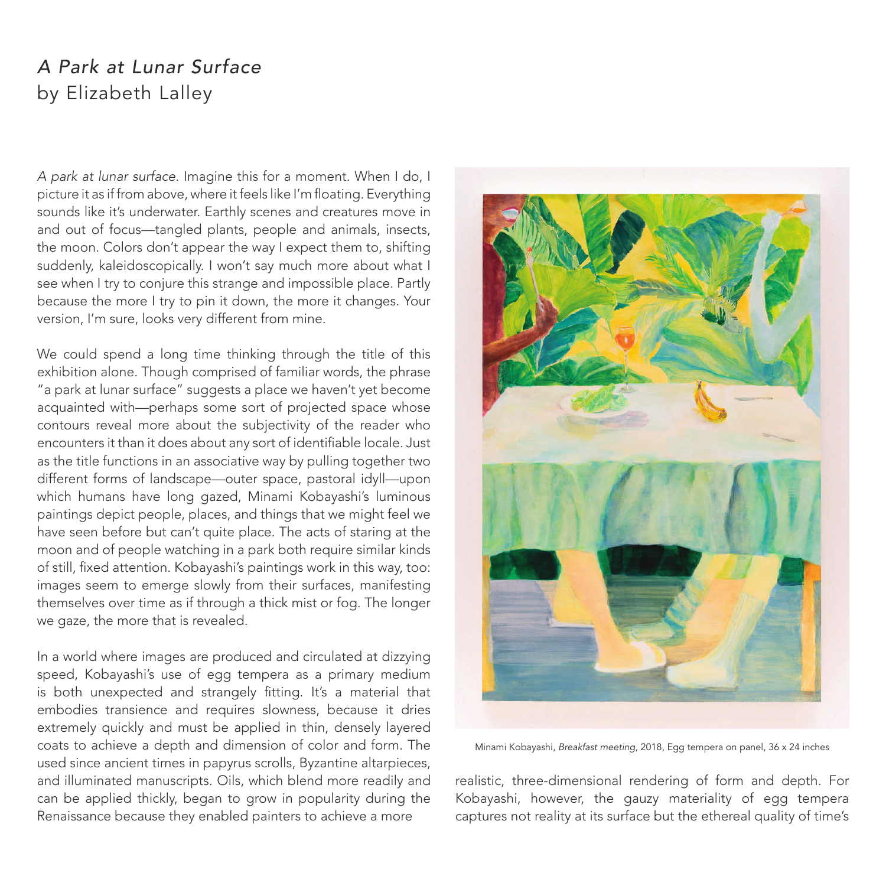# *A Park at Lunar Surface*
by Elizabeth Lalley

*A park at lunar surface*. Imagine this for a moment. When I do, I picture it as if from above, where it feels like I'm floating. Everything sounds like it's underwater. Earthly scenes and creatures move in and out of focus—tangled plants, people and animals, insects, the moon. Colors don't appear the way I expect them to, shifting suddenly, kaleidoscopically. I won't say much more about what I see when I try to conjure this strange and impossible place. Partly because the more I try to pin it down, the more it changes. Your version, I'm sure, looks very different from mine.

We could spend a long time thinking through the title of this exhibition alone. Though comprised of familiar words, the phrase "a park at lunar surface" suggests a place we haven't yet become acquainted with—perhaps some sort of projected space whose contours reveal more about the subjectivity of the reader who encounters it than it does about any sort of identifiable locale. Just as the title functions in an associative way by pulling together two different forms of landscape—outer space, pastoral idyll—upon which humans have long gazed, Minami Kobayashi's luminous paintings depict people, places, and things that we might feel we have seen before but can't quite place. The acts of staring at the moon and of people watching in a park both require similar kinds of still, fixed attention. Kobayashi's paintings work in this way, too: images seem to emerge slowly from their surfaces, manifesting themselves over time as if through a thick mist or fog. The longer we gaze, the more that is revealed.

In a world where images are produced and circulated at dizzying speed, Kobayashi's use of egg tempera as a primary medium is both unexpected and strangely fitting. It's a material that embodies transience and requires slowness, because it dries extremely quickly and must be applied in thin, densely layered coats to achieve a depth and dimension of color and form. The used since ancient times in papyrus scrolls, Byzantine altarpieces, and illuminated manuscripts. Oils, which blend more readily and can be applied thickly, began to grow in popularity during the Renaissance because they enabled painters to achieve a more realistic, three-dimensional rendering of form and depth. For Kobayashi, however, the gauzy materiality of egg tempera captures not reality at its surface but the ethereal quality of time's

Minami Kobayashi, *Breakfast meeting*, 2018, Egg tempera on panel, 36 x 24 inches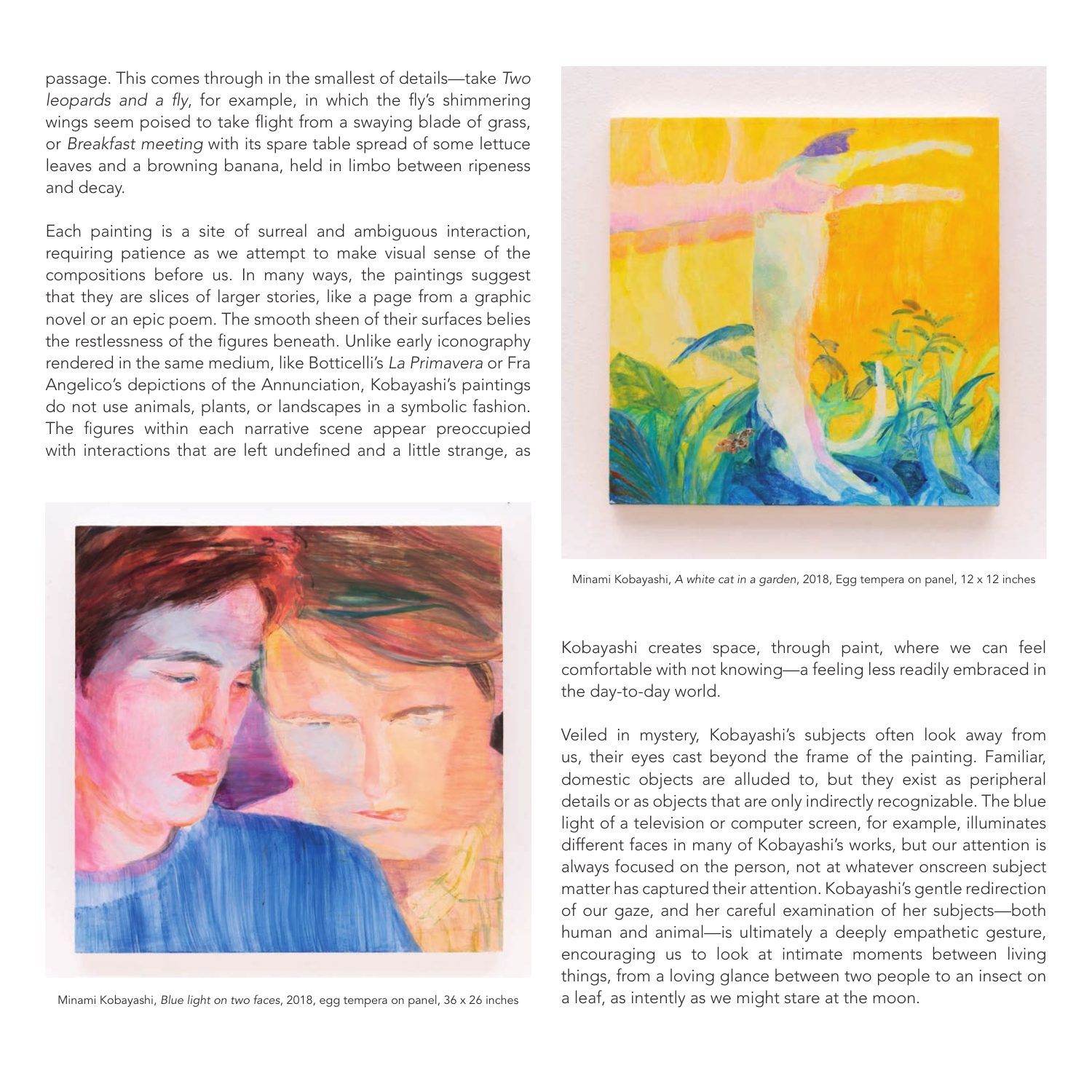passage. This comes through in the smallest of details—take *Two leopards and a fly*, for example, in which the fly's shimmering wings seem poised to take flight from a swaying blade of grass, or *Breakfast meeting* with its spare table spread of some lettuce leaves and a browning banana, held in limbo between ripeness and decay.

Each painting is a site of surreal and ambiguous interaction, requiring patience as we attempt to make visual sense of the compositions before us. In many ways, the paintings suggest that they are slices of larger stories, like a page from a graphic novel or an epic poem. The smooth sheen of their surfaces belies the restlessness of the figures beneath. Unlike early iconography rendered in the same medium, like Botticelli's *La Primavera* or Fra Angelico's depictions of the Annunciation, Kobayashi's paintings do not use animals, plants, or landscapes in a symbolic fashion. The figures within each narrative scene appear preoccupied with interactions that are left undefined and a little strange, as Kobayashi creates space, through paint, where we can feel comfortable with not knowing—a feeling less readily embraced in the day-to-day world.

Minami Kobayashi, *A white cat in a garden*, 2018, Egg tempera on panel, 12 x 12 inches

Minami Kobayashi, *Blue light on two faces*, 2018, egg tempera on panel, 36 x 26 inches

Veiled in mystery, Kobayashi's subjects often look away from us, their eyes cast beyond the frame of the painting. Familiar, domestic objects are alluded to, but they exist as peripheral details or as objects that are only indirectly recognizable. The blue light of a television or computer screen, for example, illuminates different faces in many of Kobayashi's works, but our attention is always focused on the person, not at whatever onscreen subject matter has captured their attention. Kobayashi's gentle redirection of our gaze, and her careful examination of her subjects—both human and animal—is ultimately a deeply empathetic gesture, encouraging us to look at intimate moments between living things, from a loving glance between two people to an insect on a leaf, as intently as we might stare at the moon.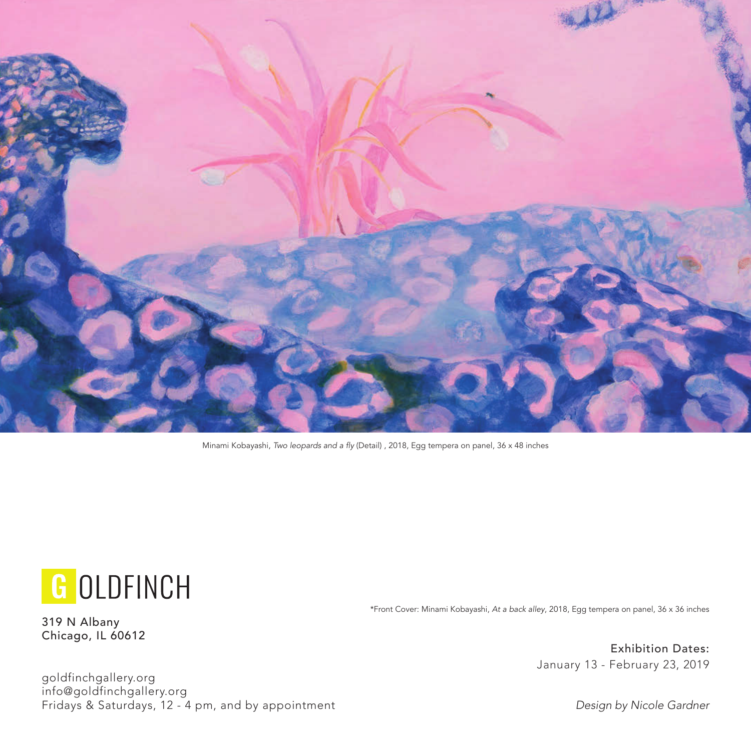Minami Kobayashi, *Two leopards and a fly* (Detail) , 2018, Egg tempera on panel, 36 x 48 inches

GOLDFINCH

319 N Albany
Chicago, IL 60612

goldfinchgallery.org
info@goldfinchgallery.org
Fridays & Saturdays, 12 - 4 pm, and by appointment

*Front Cover: Minami Kobayashi, *At a back alley*, 2018, Egg tempera on panel, 36 x 36 inches

Exhibition Dates:
January 13 - February 23, 2019

*Design by Nicole Gardner*